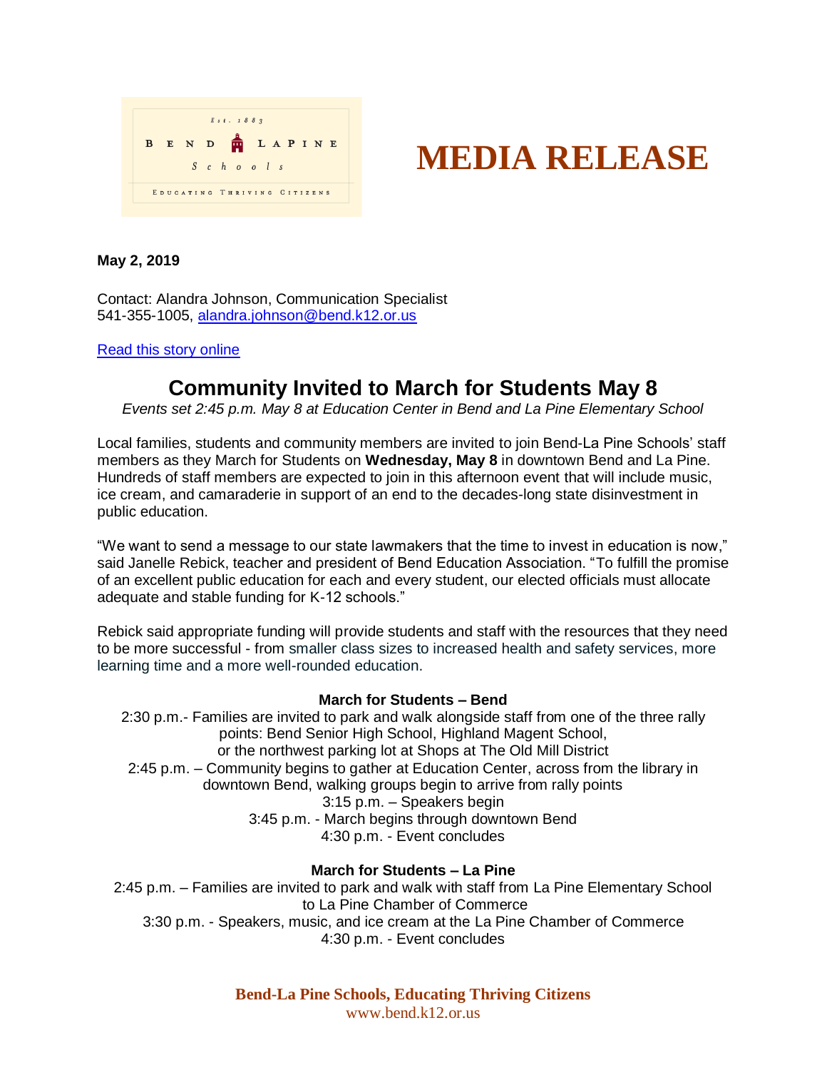Est. 1883

BEND LAPINE Schools

EDUCATING THRIVING CITIZENS

# MEDIA RELEASE

**May 2, 2019**

Contact: Alandra Johnson, Communication Specialist
541-355-1005, alandra.johnson@bend.k12.or.us

Read this story online

## Community Invited to March for Students May 8

*Events set 2:45 p.m. May 8 at Education Center in Bend and La Pine Elementary School*

Local families, students and community members are invited to join Bend-La Pine Schools' staff members as they March for Students on **Wednesday, May 8** in downtown Bend and La Pine. Hundreds of staff members are expected to join in this afternoon event that will include music, ice cream, and camaraderie in support of an end to the decades-long state disinvestment in public education.

"We want to send a message to our state lawmakers that the time to invest in education is now," said Janelle Rebick, teacher and president of Bend Education Association. "To fulfill the promise of an excellent public education for each and every student, our elected officials must allocate adequate and stable funding for K-12 schools."

Rebick said appropriate funding will provide students and staff with the resources that they need to be more successful - from smaller class sizes to increased health and safety services, more learning time and a more well-rounded education.

**March for Students – Bend**

2:30 p.m.- Families are invited to park and walk alongside staff from one of the three rally points: Bend Senior High School, Highland Magent School, or the northwest parking lot at Shops at The Old Mill District

2:45 p.m. – Community begins to gather at Education Center, across from the library in downtown Bend, walking groups begin to arrive from rally points

3:15 p.m. – Speakers begin

3:45 p.m. - March begins through downtown Bend

4:30 p.m. - Event concludes

**March for Students – La Pine**

2:45 p.m. – Families are invited to park and walk with staff from La Pine Elementary School to La Pine Chamber of Commerce

3:30 p.m. - Speakers, music, and ice cream at the La Pine Chamber of Commerce

4:30 p.m. - Event concludes

**Bend-La Pine Schools, Educating Thriving Citizens**
www.bend.k12.or.us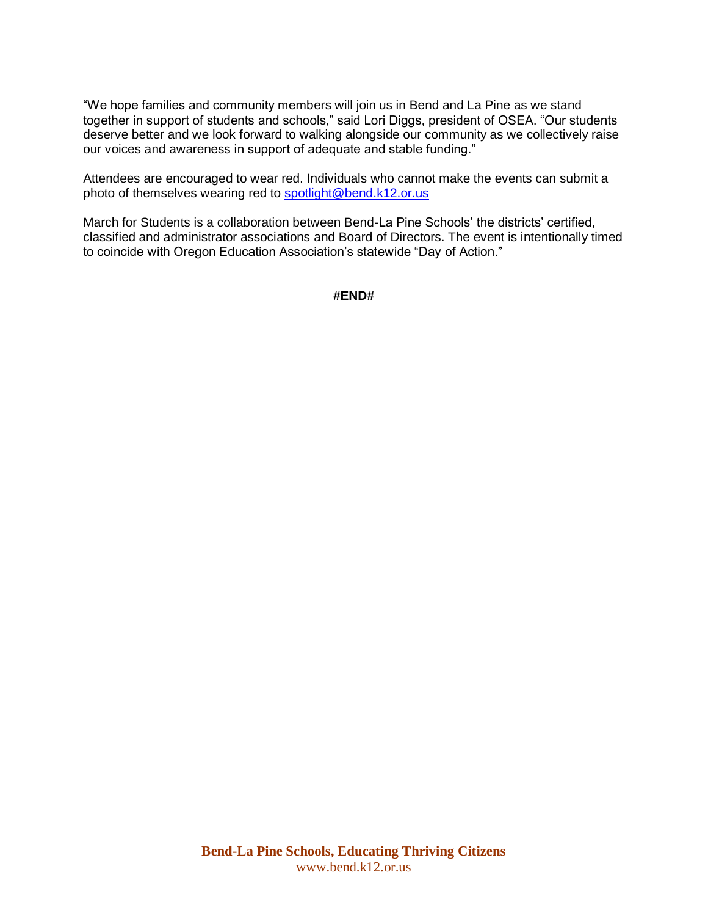"We hope families and community members will join us in Bend and La Pine as we stand together in support of students and schools," said Lori Diggs, president of OSEA. "Our students deserve better and we look forward to walking alongside our community as we collectively raise our voices and awareness in support of adequate and stable funding."

Attendees are encouraged to wear red. Individuals who cannot make the events can submit a photo of themselves wearing red to spotlight@bend.k12.or.us

March for Students is a collaboration between Bend-La Pine Schools' the districts' certified, classified and administrator associations and Board of Directors. The event is intentionally timed to coincide with Oregon Education Association's statewide "Day of Action."

**#END#**